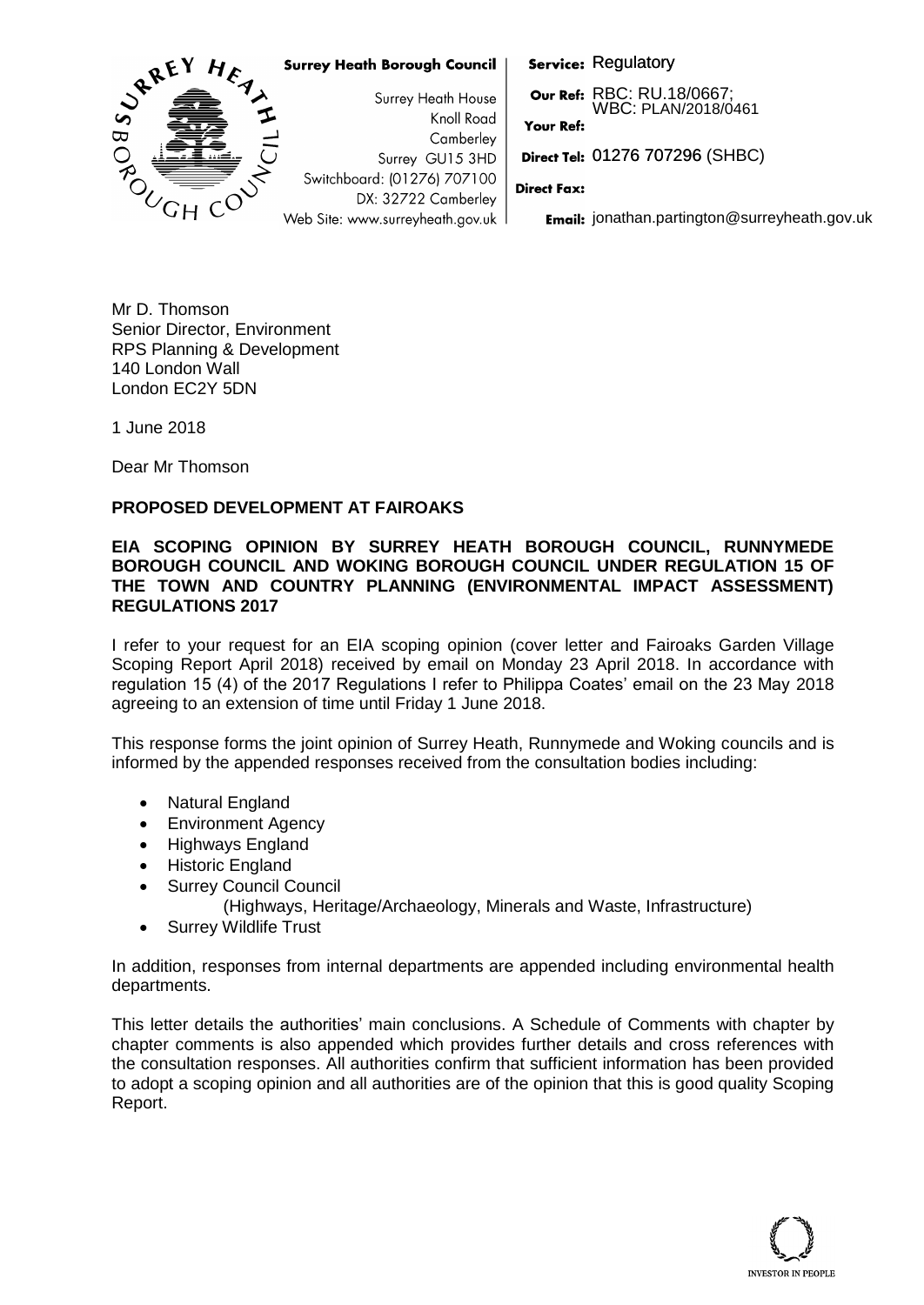**Surrey Heath Borough Council**

Surrey Heath House
Knoll Road
Camberley
Surrey GU15 3HD
Switchboard: (01276) 707100
DX: 32722 Camberley
Web Site: www.surreyheath.gov.uk

**Service:** Regulatory
**Our Ref:** RBC: RU.18/0667; WBC: PLAN/2018/0461
**Your Ref:**
**Direct Tel:** 01276 707296 (SHBC)
**Direct Fax:**
**Email:** jonathan.partington@surreyheath.gov.uk

Mr D. Thomson
Senior Director, Environment
RPS Planning & Development
140 London Wall
London EC2Y 5DN

1 June 2018

Dear Mr Thomson

**PROPOSED DEVELOPMENT AT FAIROAKS**

**EIA SCOPING OPINION BY SURREY HEATH BOROUGH COUNCIL, RUNNYMEDE BOROUGH COUNCIL AND WOKING BOROUGH COUNCIL UNDER REGULATION 15 OF THE TOWN AND COUNTRY PLANNING (ENVIRONMENTAL IMPACT ASSESSMENT) REGULATIONS 2017**

I refer to your request for an EIA scoping opinion (cover letter and Fairoaks Garden Village Scoping Report April 2018) received by email on Monday 23 April 2018. In accordance with regulation 15 (4) of the 2017 Regulations I refer to Philippa Coates' email on the 23 May 2018 agreeing to an extension of time until Friday 1 June 2018.

This response forms the joint opinion of Surrey Heath, Runnymede and Woking councils and is informed by the appended responses received from the consultation bodies including:

- Natural England
- Environment Agency
- Highways England
- Historic England
- Surrey Council Council
  (Highways, Heritage/Archaeology, Minerals and Waste, Infrastructure)
- Surrey Wildlife Trust

In addition, responses from internal departments are appended including environmental health departments.

This letter details the authorities' main conclusions. A Schedule of Comments with chapter by chapter comments is also appended which provides further details and cross references with the consultation responses. All authorities confirm that sufficient information has been provided to adopt a scoping opinion and all authorities are of the opinion that this is good quality Scoping Report.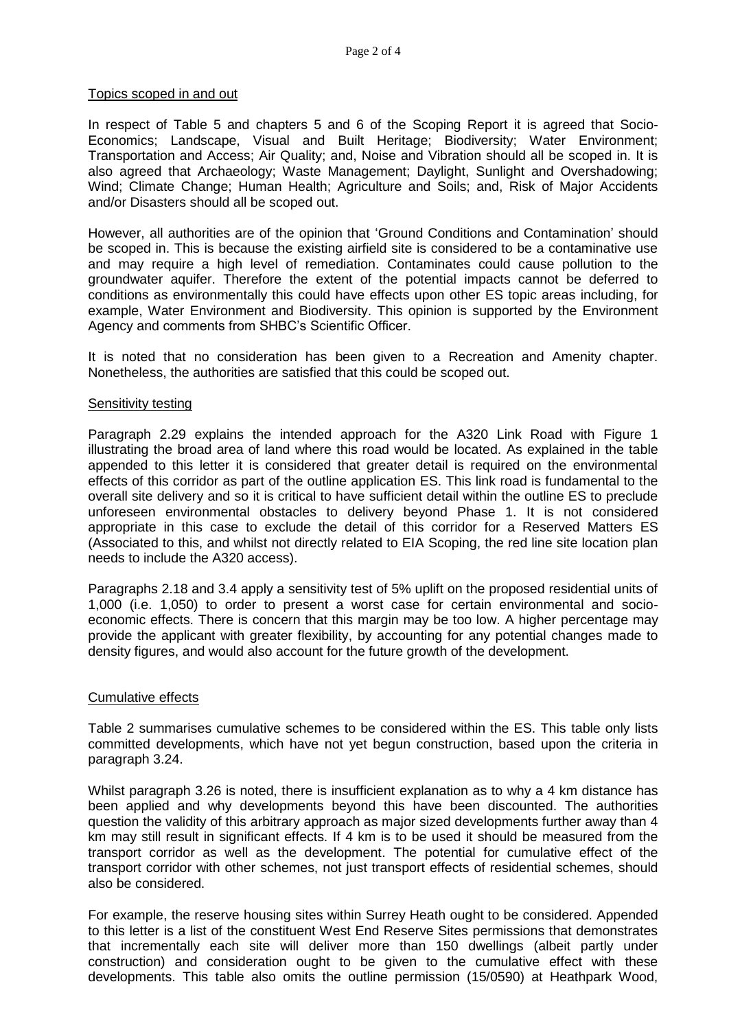Topics scoped in and out

In respect of Table 5 and chapters 5 and 6 of the Scoping Report it is agreed that Socio-Economics; Landscape, Visual and Built Heritage; Biodiversity; Water Environment; Transportation and Access; Air Quality; and, Noise and Vibration should all be scoped in. It is also agreed that Archaeology; Waste Management; Daylight, Sunlight and Overshadowing; Wind; Climate Change; Human Health; Agriculture and Soils; and, Risk of Major Accidents and/or Disasters should all be scoped out.

However, all authorities are of the opinion that 'Ground Conditions and Contamination' should be scoped in. This is because the existing airfield site is considered to be a contaminative use and may require a high level of remediation. Contaminates could cause pollution to the groundwater aquifer. Therefore the extent of the potential impacts cannot be deferred to conditions as environmentally this could have effects upon other ES topic areas including, for example, Water Environment and Biodiversity. This opinion is supported by the Environment Agency and comments from SHBC's Scientific Officer.

It is noted that no consideration has been given to a Recreation and Amenity chapter. Nonetheless, the authorities are satisfied that this could be scoped out.

Sensitivity testing

Paragraph 2.29 explains the intended approach for the A320 Link Road with Figure 1 illustrating the broad area of land where this road would be located. As explained in the table appended to this letter it is considered that greater detail is required on the environmental effects of this corridor as part of the outline application ES. This link road is fundamental to the overall site delivery and so it is critical to have sufficient detail within the outline ES to preclude unforeseen environmental obstacles to delivery beyond Phase 1. It is not considered appropriate in this case to exclude the detail of this corridor for a Reserved Matters ES (Associated to this, and whilst not directly related to EIA Scoping, the red line site location plan needs to include the A320 access).

Paragraphs 2.18 and 3.4 apply a sensitivity test of 5% uplift on the proposed residential units of 1,000 (i.e. 1,050) to order to present a worst case for certain environmental and socio-economic effects. There is concern that this margin may be too low. A higher percentage may provide the applicant with greater flexibility, by accounting for any potential changes made to density figures, and would also account for the future growth of the development.

Cumulative effects

Table 2 summarises cumulative schemes to be considered within the ES. This table only lists committed developments, which have not yet begun construction, based upon the criteria in paragraph 3.24.

Whilst paragraph 3.26 is noted, there is insufficient explanation as to why a 4 km distance has been applied and why developments beyond this have been discounted. The authorities question the validity of this arbitrary approach as major sized developments further away than 4 km may still result in significant effects. If 4 km is to be used it should be measured from the transport corridor as well as the development. The potential for cumulative effect of the transport corridor with other schemes, not just transport effects of residential schemes, should also be considered.

For example, the reserve housing sites within Surrey Heath ought to be considered. Appended to this letter is a list of the constituent West End Reserve Sites permissions that demonstrates that incrementally each site will deliver more than 150 dwellings (albeit partly under construction) and consideration ought to be given to the cumulative effect with these developments. This table also omits the outline permission (15/0590) at Heathpark Wood,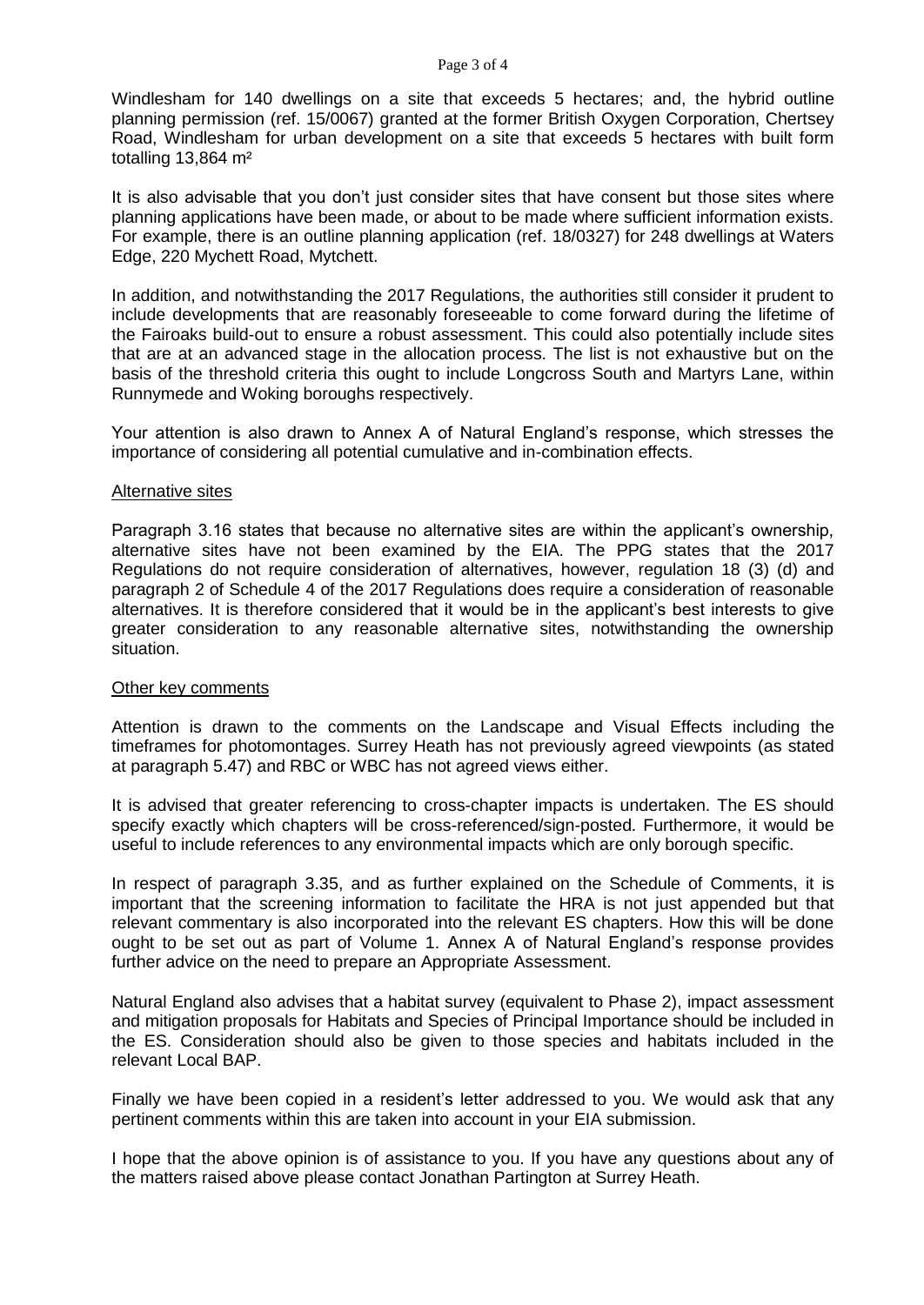Windlesham for 140 dwellings on a site that exceeds 5 hectares; and, the hybrid outline planning permission (ref. 15/0067) granted at the former British Oxygen Corporation, Chertsey Road, Windlesham for urban development on a site that exceeds 5 hectares with built form totalling 13,864 m²

It is also advisable that you don't just consider sites that have consent but those sites where planning applications have been made, or about to be made where sufficient information exists. For example, there is an outline planning application (ref. 18/0327) for 248 dwellings at Waters Edge, 220 Mychett Road, Mytchett.

In addition, and notwithstanding the 2017 Regulations, the authorities still consider it prudent to include developments that are reasonably foreseeable to come forward during the lifetime of the Fairoaks build-out to ensure a robust assessment. This could also potentially include sites that are at an advanced stage in the allocation process. The list is not exhaustive but on the basis of the threshold criteria this ought to include Longcross South and Martyrs Lane, within Runnymede and Woking boroughs respectively.

Your attention is also drawn to Annex A of Natural England's response, which stresses the importance of considering all potential cumulative and in-combination effects.

## Alternative sites

Paragraph 3.16 states that because no alternative sites are within the applicant's ownership, alternative sites have not been examined by the EIA. The PPG states that the 2017 Regulations do not require consideration of alternatives, however, regulation 18 (3) (d) and paragraph 2 of Schedule 4 of the 2017 Regulations does require a consideration of reasonable alternatives. It is therefore considered that it would be in the applicant's best interests to give greater consideration to any reasonable alternative sites, notwithstanding the ownership situation.

## Other key comments

Attention is drawn to the comments on the Landscape and Visual Effects including the timeframes for photomontages. Surrey Heath has not previously agreed viewpoints (as stated at paragraph 5.47) and RBC or WBC has not agreed views either.

It is advised that greater referencing to cross-chapter impacts is undertaken. The ES should specify exactly which chapters will be cross-referenced/sign-posted. Furthermore, it would be useful to include references to any environmental impacts which are only borough specific.

In respect of paragraph 3.35, and as further explained on the Schedule of Comments, it is important that the screening information to facilitate the HRA is not just appended but that relevant commentary is also incorporated into the relevant ES chapters. How this will be done ought to be set out as part of Volume 1. Annex A of Natural England's response provides further advice on the need to prepare an Appropriate Assessment.

Natural England also advises that a habitat survey (equivalent to Phase 2), impact assessment and mitigation proposals for Habitats and Species of Principal Importance should be included in the ES. Consideration should also be given to those species and habitats included in the relevant Local BAP.

Finally we have been copied in a resident's letter addressed to you. We would ask that any pertinent comments within this are taken into account in your EIA submission.

I hope that the above opinion is of assistance to you. If you have any questions about any of the matters raised above please contact Jonathan Partington at Surrey Heath.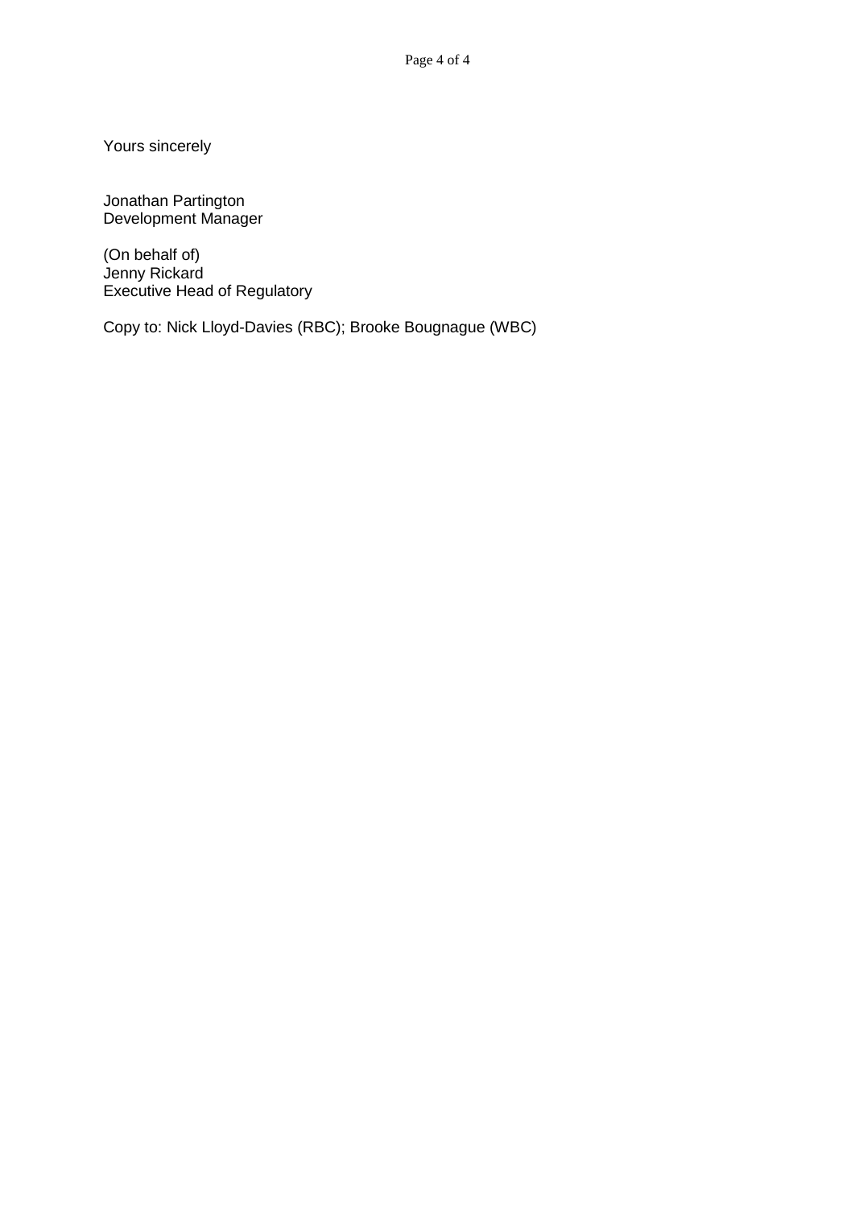Yours sincerely

Jonathan Partington
Development Manager

(On behalf of)
Jenny Rickard
Executive Head of Regulatory

Copy to: Nick Lloyd-Davies (RBC); Brooke Bougnague (WBC)